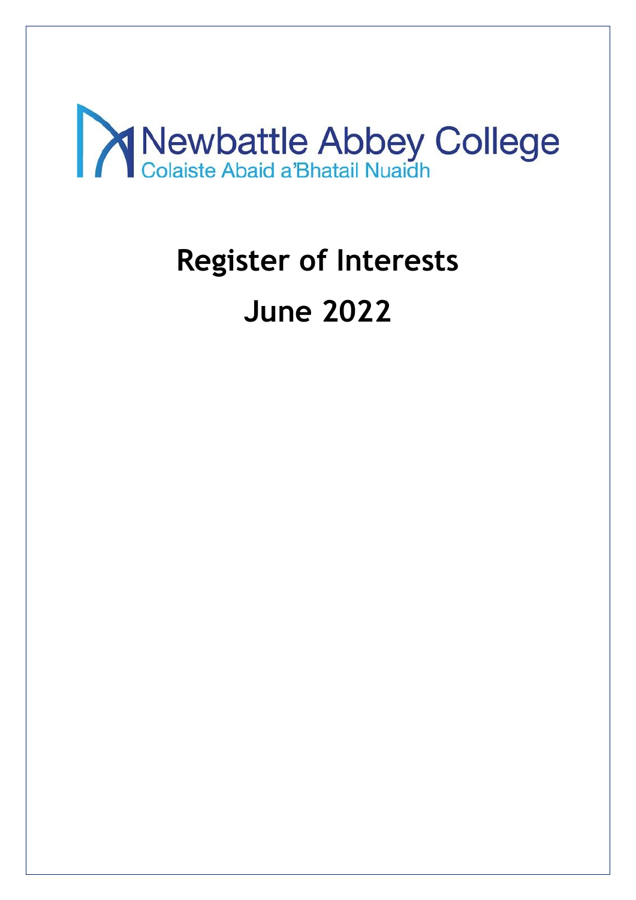Newbattle Abbey College

Colaiste Abaid a'Bhatail Nuaidh

# Register of Interests

# June 2022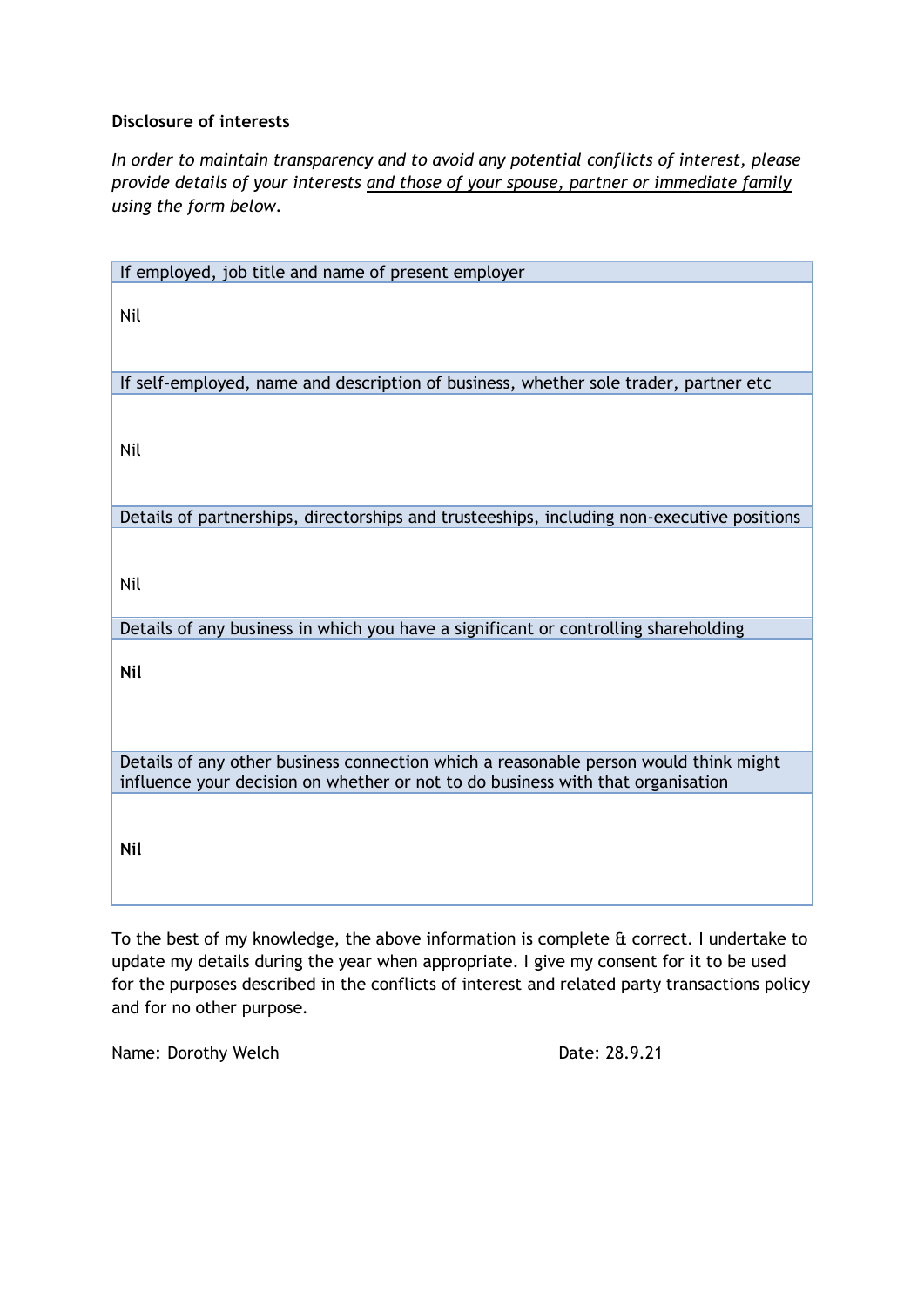**Disclosure of interests**

*In order to maintain transparency and to avoid any potential conflicts of interest, please provide details of your interests <u>and those of your spouse, partner or immediate family</u> using the form below.*

| If employed, job title and name of present employer |
| --- |
| Nil |
| If self-employed, name and description of business, whether sole trader, partner etc |
| Nil |
| Details of partnerships, directorships and trusteeships, including non-executive positions |
| Nil |
| Details of any business in which you have a significant or controlling shareholding |
| **Nil** |
| Details of any other business connection which a reasonable person would think might influence your decision on whether or not to do business with that organisation |
| **Nil** |

To the best of my knowledge, the above information is complete & correct. I undertake to update my details during the year when appropriate. I give my consent for it to be used for the purposes described in the conflicts of interest and related party transactions policy and for no other purpose.

Name: Dorothy Welch

Date: 28.9.21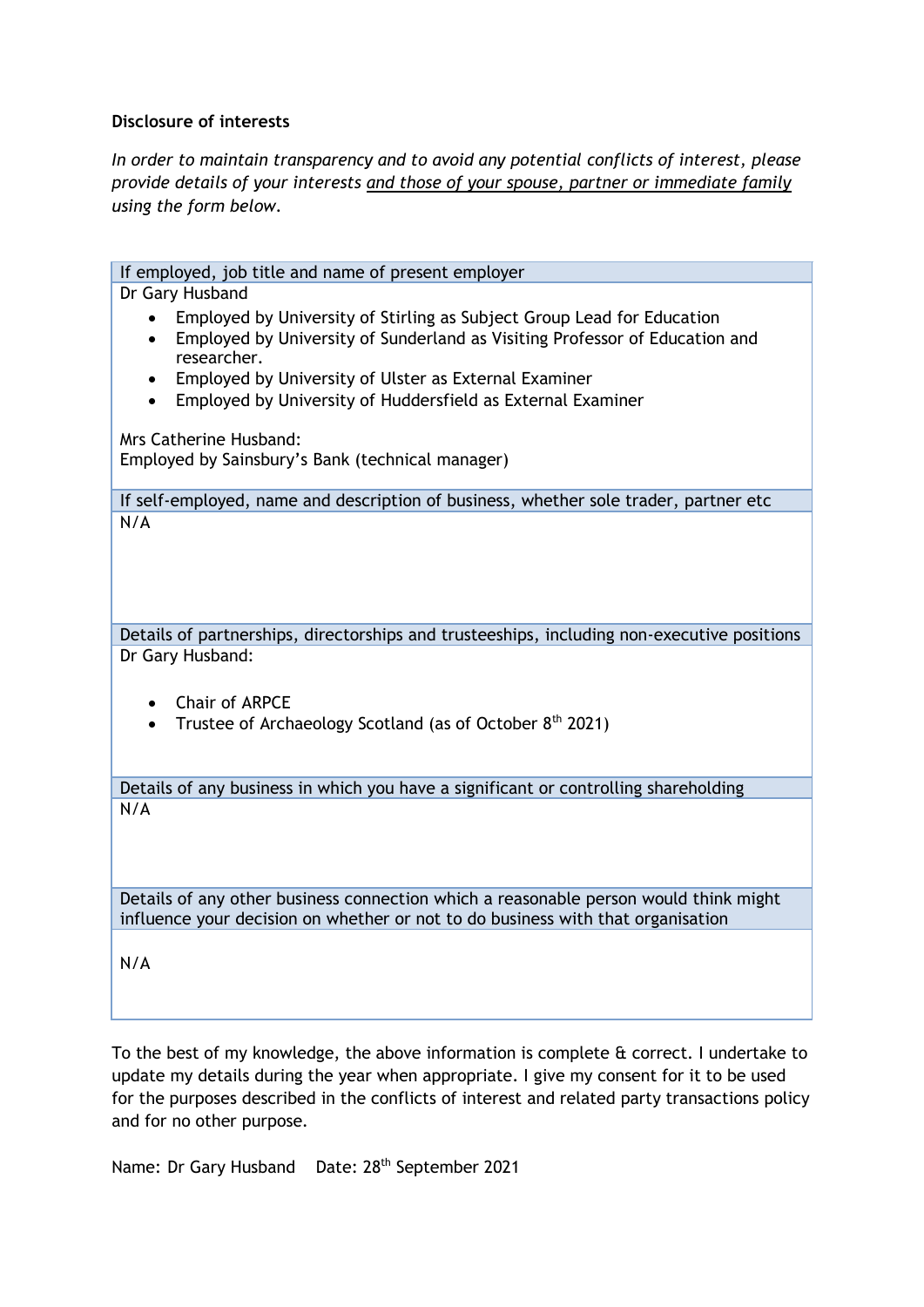**Disclosure of interests**

*In order to maintain transparency and to avoid any potential conflicts of interest, please provide details of your interests <u>and those of your spouse, partner or immediate family</u> using the form below.*

| If employed, job title and name of present employer |
|---|
| Dr Gary Husband<br><br>• Employed by University of Stirling as Subject Group Lead for Education<br>• Employed by University of Sunderland as Visiting Professor of Education and researcher.<br>• Employed by University of Ulster as External Examiner<br>• Employed by University of Huddersfield as External Examiner<br><br>Mrs Catherine Husband:<br>Employed by Sainsbury's Bank (technical manager) |
| If self-employed, name and description of business, whether sole trader, partner etc |
| N/A |
| Details of partnerships, directorships and trusteeships, including non-executive positions |
| Dr Gary Husband:<br><br>• Chair of ARPCE<br>• Trustee of Archaeology Scotland (as of October 8th 2021) |
| Details of any business in which you have a significant or controlling shareholding |
| N/A |
| Details of any other business connection which a reasonable person would think might influence your decision on whether or not to do business with that organisation |
| N/A |

To the best of my knowledge, the above information is complete & correct. I undertake to update my details during the year when appropriate. I give my consent for it to be used for the purposes described in the conflicts of interest and related party transactions policy and for no other purpose.

Name: Dr Gary Husband    Date: 28th September 2021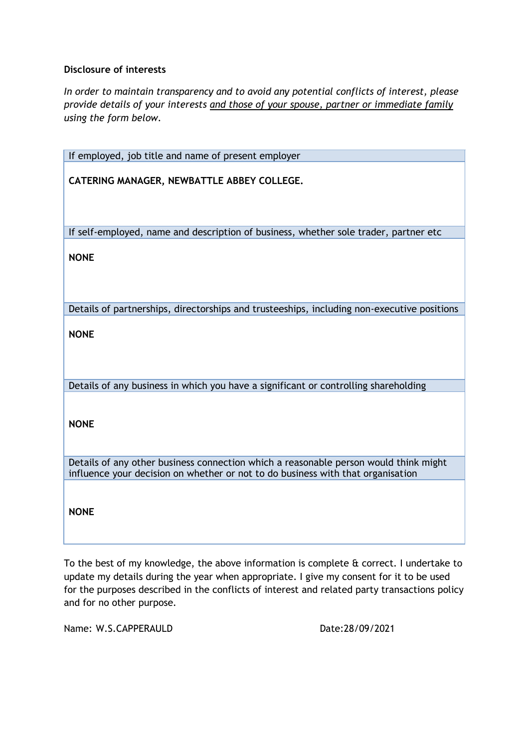**Disclosure of interests**

*In order to maintain transparency and to avoid any potential conflicts of interest, please provide details of your interests* *<u>and those of your spouse, partner or immediate family</u>* *using the form below.*

| If employed, job title and name of present employer |
|---|
| **CATERING MANAGER, NEWBATTLE ABBEY COLLEGE.** |
| If self-employed, name and description of business, whether sole trader, partner etc |
| **NONE** |
| Details of partnerships, directorships and trusteeships, including non-executive positions |
| **NONE** |
| Details of any business in which you have a significant or controlling shareholding |
| **NONE** |
| Details of any other business connection which a reasonable person would think might influence your decision on whether or not to do business with that organisation |
| **NONE** |

To the best of my knowledge, the above information is complete & correct. I undertake to update my details during the year when appropriate. I give my consent for it to be used for the purposes described in the conflicts of interest and related party transactions policy and for no other purpose.

Name: W.S.CAPPERAULD Date:28/09/2021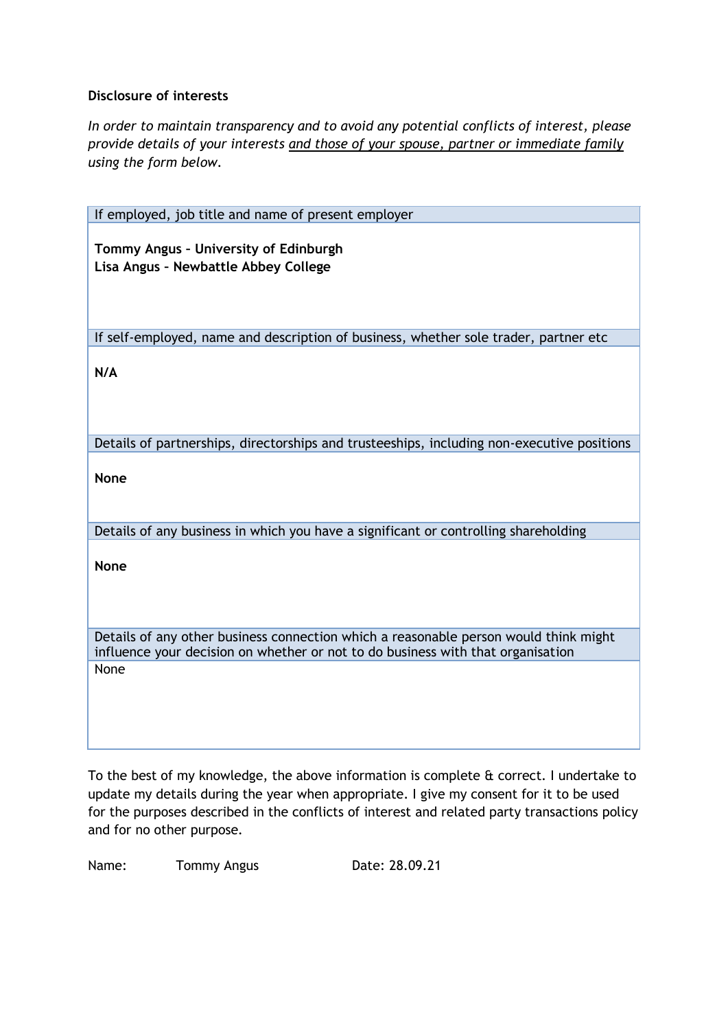**Disclosure of interests**

*In order to maintain transparency and to avoid any potential conflicts of interest, please provide details of your interests* *and those of your spouse, partner or immediate family* *using the form below.*

| If employed, job title and name of present employer |
|---|
| **Tommy Angus – University of Edinburgh**<br>**Lisa Angus – Newbattle Abbey College** |
| If self-employed, name and description of business, whether sole trader, partner etc |
| **N/A** |
| Details of partnerships, directorships and trusteeships, including non-executive positions |
| **None** |
| Details of any business in which you have a significant or controlling shareholding |
| **None** |
| Details of any other business connection which a reasonable person would think might influence your decision on whether or not to do business with that organisation |
| None |

To the best of my knowledge, the above information is complete & correct. I undertake to update my details during the year when appropriate. I give my consent for it to be used for the purposes described in the conflicts of interest and related party transactions policy and for no other purpose.

Name: Tommy Angus Date: 28.09.21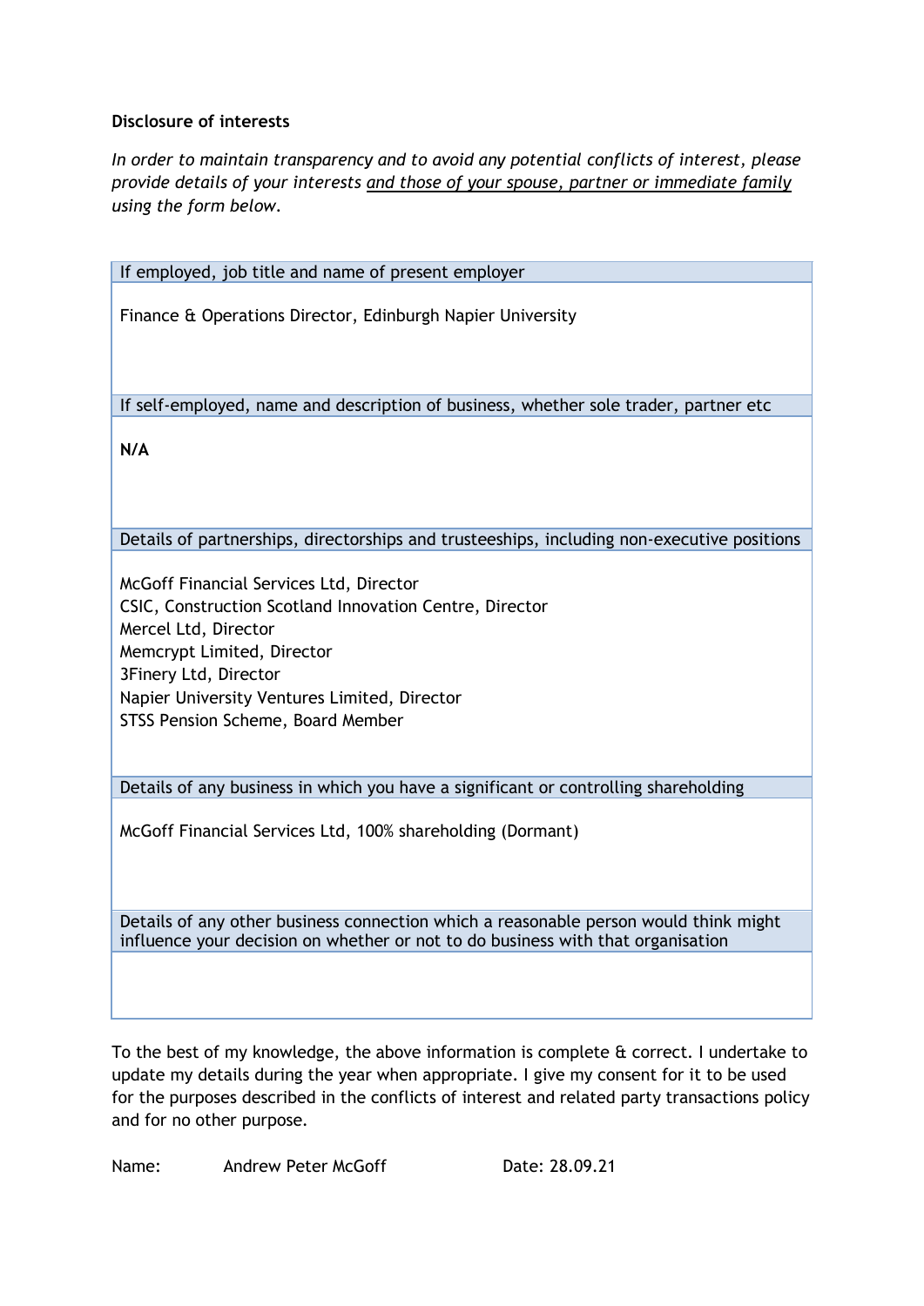**Disclosure of interests**

*In order to maintain transparency and to avoid any potential conflicts of interest, please provide details of your interests <u>and those of your spouse, partner or immediate family</u> using the form below.*

| If employed, job title and name of present employer |
|---|
| Finance & Operations Director, Edinburgh Napier University |
| If self-employed, name and description of business, whether sole trader, partner etc |
| **N/A** |
| Details of partnerships, directorships and trusteeships, including non-executive positions |
| McGoff Financial Services Ltd, Director<br>CSIC, Construction Scotland Innovation Centre, Director<br>Mercel Ltd, Director<br>Memcrypt Limited, Director<br>3Finery Ltd, Director<br>Napier University Ventures Limited, Director<br>STSS Pension Scheme, Board Member |
| Details of any business in which you have a significant or controlling shareholding |
| McGoff Financial Services Ltd, 100% shareholding (Dormant) |
| Details of any other business connection which a reasonable person would think might influence your decision on whether or not to do business with that organisation |
| |

To the best of my knowledge, the above information is complete & correct. I undertake to update my details during the year when appropriate. I give my consent for it to be used for the purposes described in the conflicts of interest and related party transactions policy and for no other purpose.

Name: Andrew Peter McGoff     Date: 28.09.21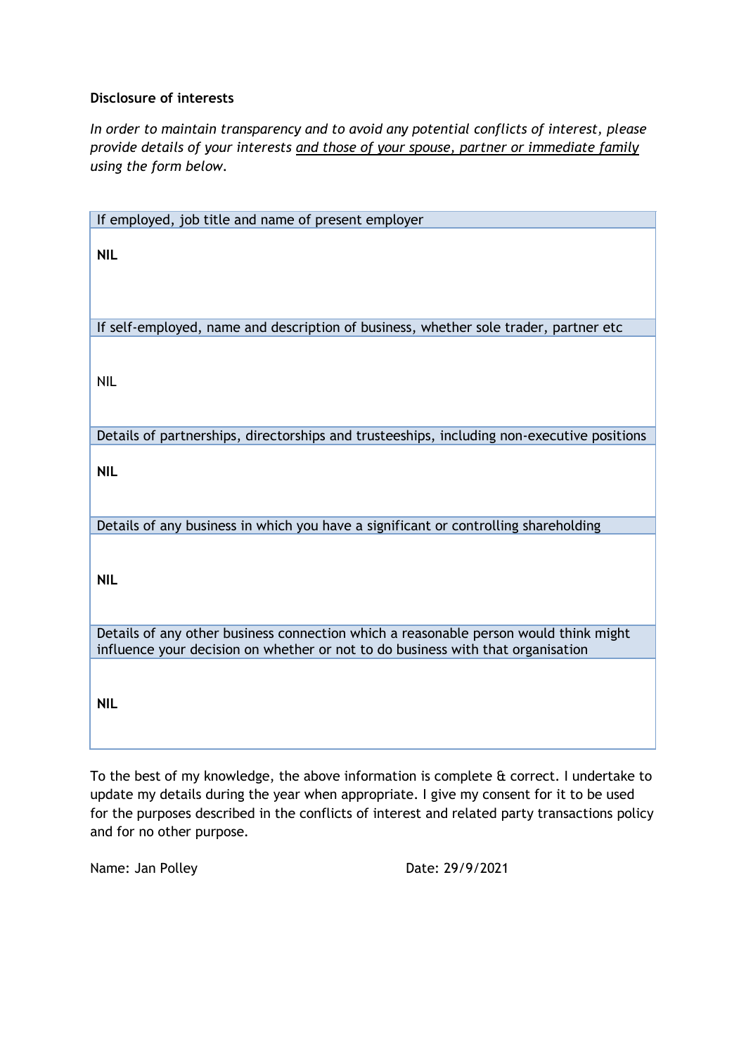**Disclosure of interests**

*In order to maintain transparency and to avoid any potential conflicts of interest, please provide details of your interests* *<u>and those of your spouse, partner or immediate family</u>* *using the form below.*

| If employed, job title and name of present employer |
| --- |
| **NIL** |
| If self-employed, name and description of business, whether sole trader, partner etc |
| NIL |
| Details of partnerships, directorships and trusteeships, including non-executive positions |
| **NIL** |
| Details of any business in which you have a significant or controlling shareholding |
| **NIL** |
| Details of any other business connection which a reasonable person would think might influence your decision on whether or not to do business with that organisation |
| **NIL** |

To the best of my knowledge, the above information is complete & correct. I undertake to update my details during the year when appropriate. I give my consent for it to be used for the purposes described in the conflicts of interest and related party transactions policy and for no other purpose.

Name: Jan Polley

Date: 29/9/2021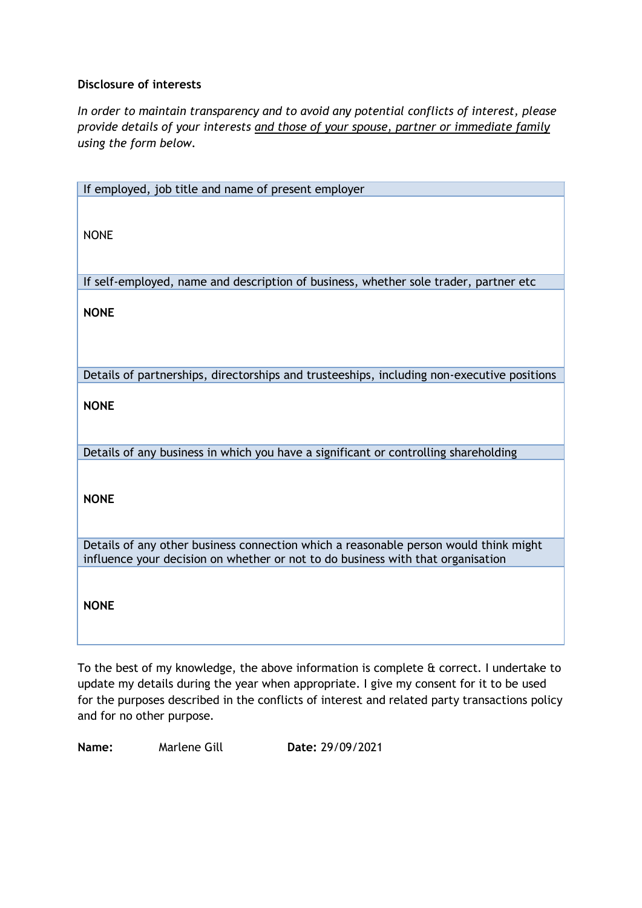**Disclosure of interests**

*In order to maintain transparency and to avoid any potential conflicts of interest, please provide details of your interests* *and those of your spouse, partner or immediate family* *using the form below.*

| If employed, job title and name of present employer |
| --- |
| NONE |
| If self-employed, name and description of business, whether sole trader, partner etc |
| **NONE** |
| Details of partnerships, directorships and trusteeships, including non-executive positions |
| **NONE** |
| Details of any business in which you have a significant or controlling shareholding |
| **NONE** |
| Details of any other business connection which a reasonable person would think might influence your decision on whether or not to do business with that organisation |
| **NONE** |

To the best of my knowledge, the above information is complete & correct. I undertake to update my details during the year when appropriate. I give my consent for it to be used for the purposes described in the conflicts of interest and related party transactions policy and for no other purpose.

**Name:** Marlene Gill **Date:** 29/09/2021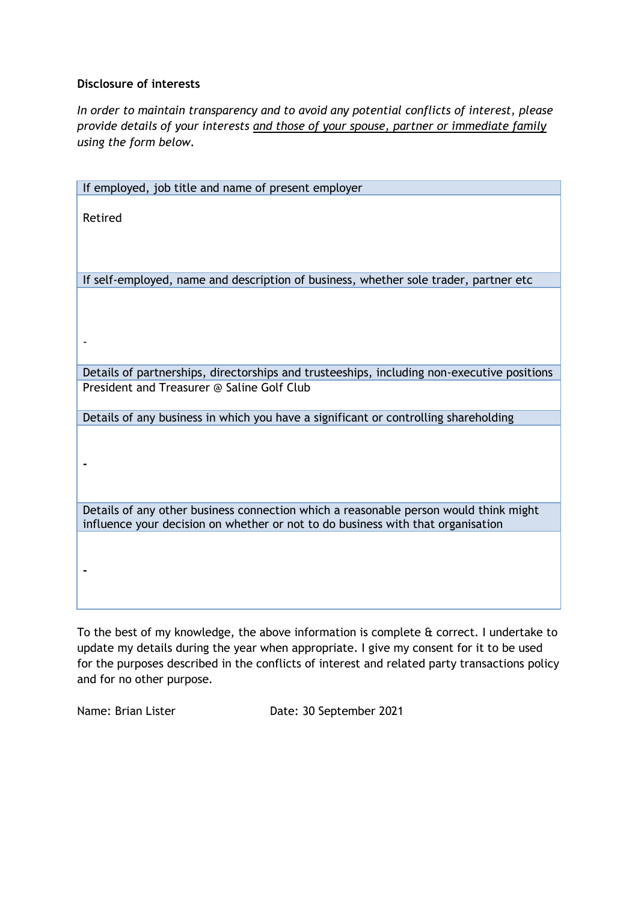**Disclosure of interests**

*In order to maintain transparency and to avoid any potential conflicts of interest, please provide details of your interests <u>and those of your spouse, partner or immediate family</u> using the form below.*

| If employed, job title and name of present employer |
| --- |
| Retired |
| If self-employed, name and description of business, whether sole trader, partner etc |
| - |
| Details of partnerships, directorships and trusteeships, including non-executive positions |
| President and Treasurer @ Saline Golf Club |
| Details of any business in which you have a significant or controlling shareholding |
| - |
| Details of any other business connection which a reasonable person would think might influence your decision on whether or not to do business with that organisation |
| - |

To the best of my knowledge, the above information is complete & correct. I undertake to update my details during the year when appropriate. I give my consent for it to be used for the purposes described in the conflicts of interest and related party transactions policy and for no other purpose.

Name: Brian Lister Date: 30 September 2021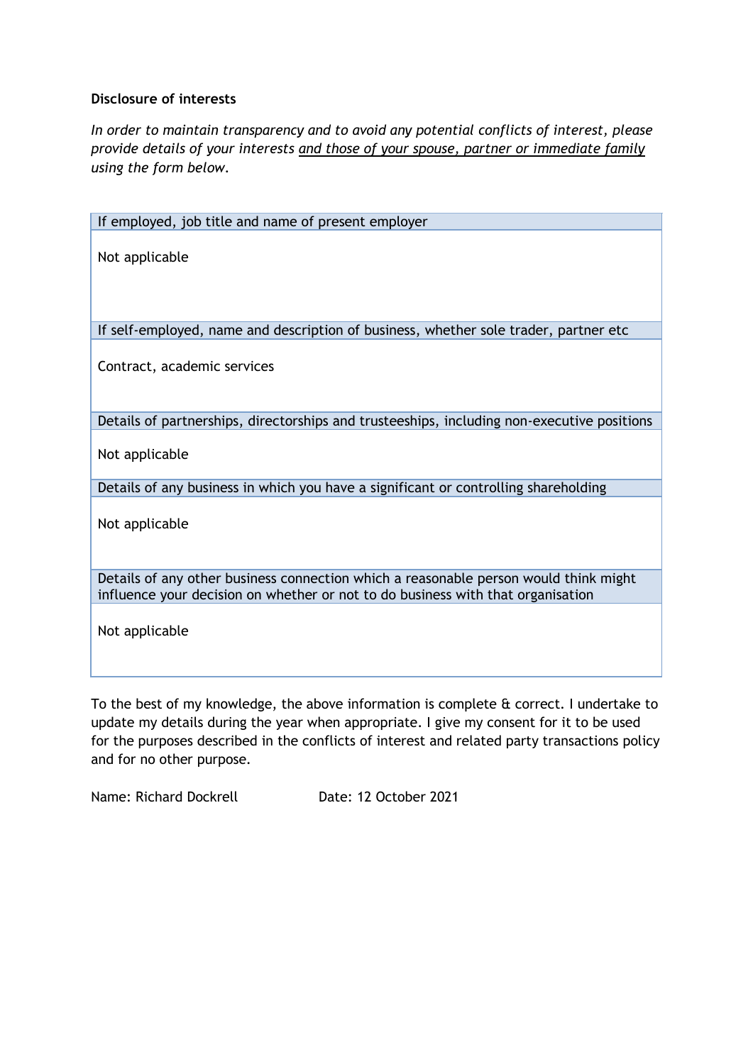**Disclosure of interests**

*In order to maintain transparency and to avoid any potential conflicts of interest, please provide details of your interests and those of your spouse, partner or immediate family using the form below.*

| If employed, job title and name of present employer |
| --- |
| Not applicable |
| **If self-employed, name and description of business, whether sole trader, partner etc** |
| Contract, academic services |
| **Details of partnerships, directorships and trusteeships, including non-executive positions** |
| Not applicable |
| **Details of any business in which you have a significant or controlling shareholding** |
| Not applicable |
| **Details of any other business connection which a reasonable person would think might influence your decision on whether or not to do business with that organisation** |
| Not applicable |

To the best of my knowledge, the above information is complete & correct. I undertake to update my details during the year when appropriate. I give my consent for it to be used for the purposes described in the conflicts of interest and related party transactions policy and for no other purpose.

Name: Richard Dockrell    Date: 12 October 2021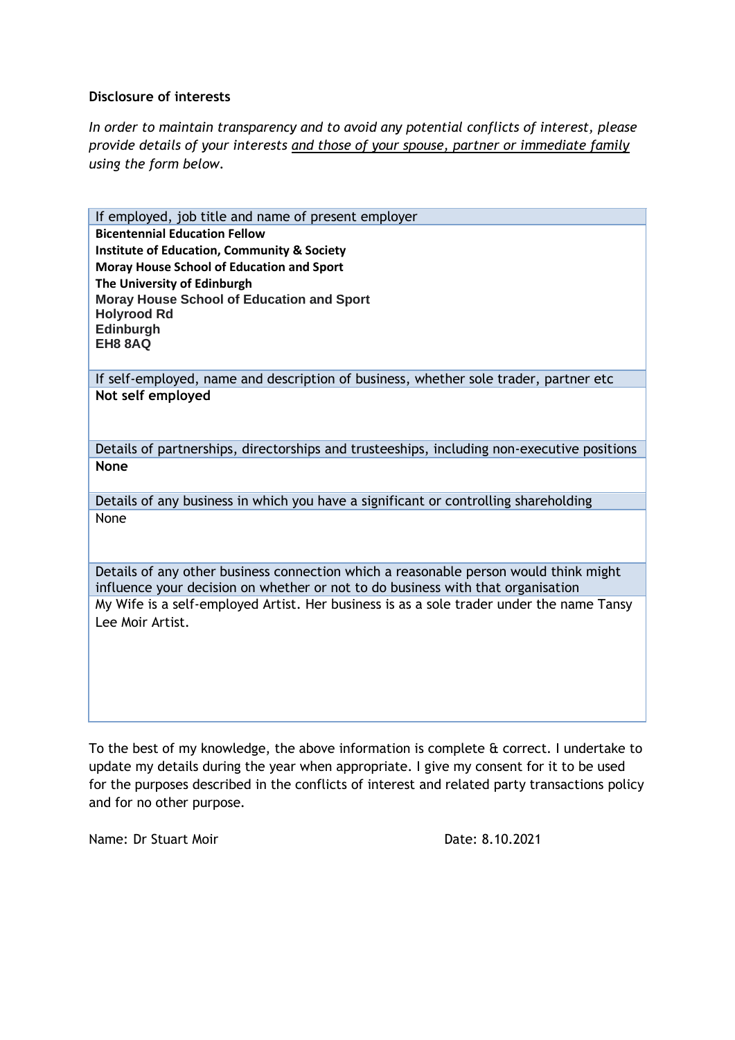**Disclosure of interests**

*In order to maintain transparency and to avoid any potential conflicts of interest, please provide details of your interests and those of your spouse, partner or immediate family using the form below.*

| If employed, job title and name of present employer |
|---|
| **Bicentennial Education Fellow**<br>**Institute of Education, Community & Society**<br>**Moray House School of Education and Sport**<br>**The University of Edinburgh**<br>**Moray House School of Education and Sport**<br>**Holyrood Rd**<br>**Edinburgh**<br>**EH8 8AQ** |
| If self-employed, name and description of business, whether sole trader, partner etc |
| **Not self employed** |
| Details of partnerships, directorships and trusteeships, including non-executive positions |
| **None** |
| Details of any business in which you have a significant or controlling shareholding |
| None |
| Details of any other business connection which a reasonable person would think might influence your decision on whether or not to do business with that organisation |
| My Wife is a self-employed Artist. Her business is as a sole trader under the name Tansy Lee Moir Artist. |

To the best of my knowledge, the above information is complete & correct. I undertake to update my details during the year when appropriate. I give my consent for it to be used for the purposes described in the conflicts of interest and related party transactions policy and for no other purpose.

Name: Dr Stuart Moir

Date: 8.10.2021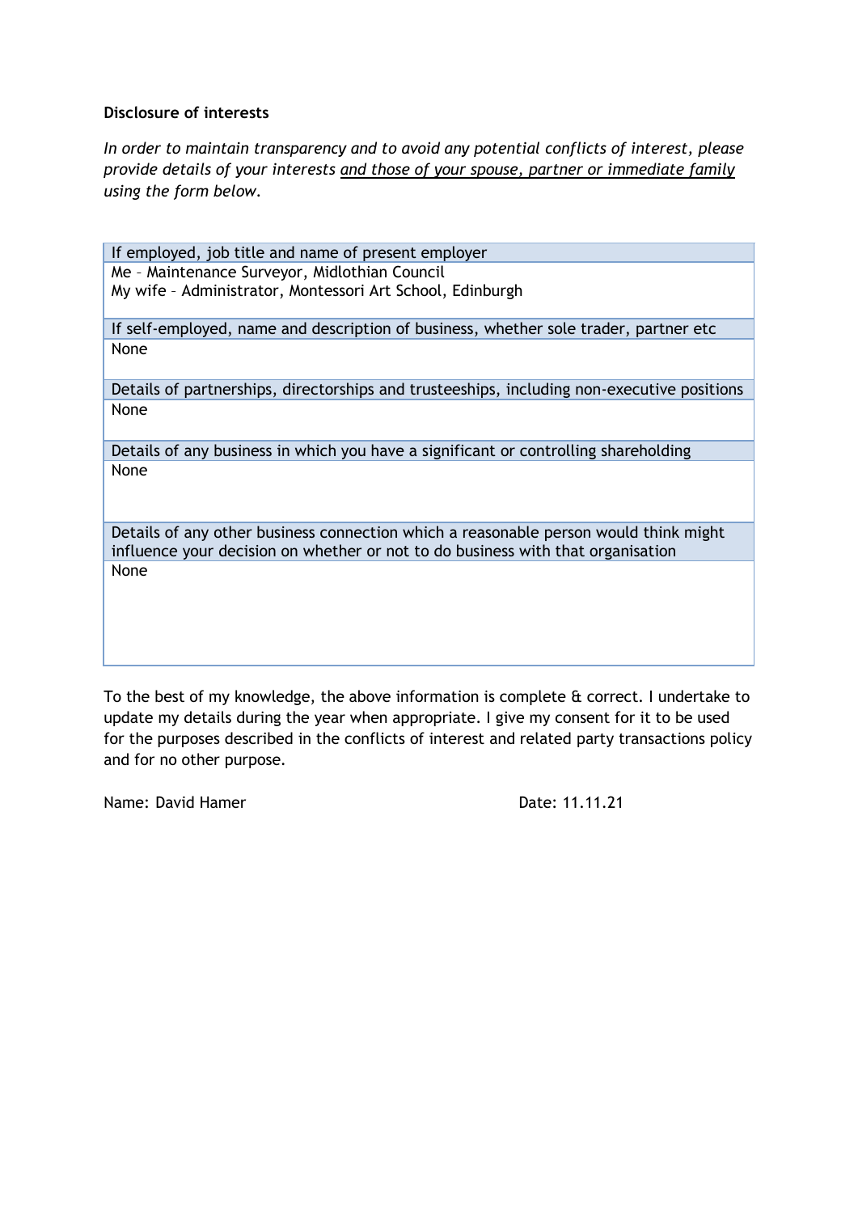**Disclosure of interests**

*In order to maintain transparency and to avoid any potential conflicts of interest, please provide details of your interests <u>and those of your spouse, partner or immediate family</u> using the form below.*

| If employed, job title and name of present employer |
|---|
| Me – Maintenance Surveyor, Midlothian Council<br>My wife – Administrator, Montessori Art School, Edinburgh |
| **If self-employed, name and description of business, whether sole trader, partner etc** |
| None |
| **Details of partnerships, directorships and trusteeships, including non-executive positions** |
| None |
| **Details of any business in which you have a significant or controlling shareholding** |
| None |
| **Details of any other business connection which a reasonable person would think might influence your decision on whether or not to do business with that organisation** |
| None |

To the best of my knowledge, the above information is complete & correct. I undertake to update my details during the year when appropriate. I give my consent for it to be used for the purposes described in the conflicts of interest and related party transactions policy and for no other purpose.

Name: David Hamer                                        Date: 11.11.21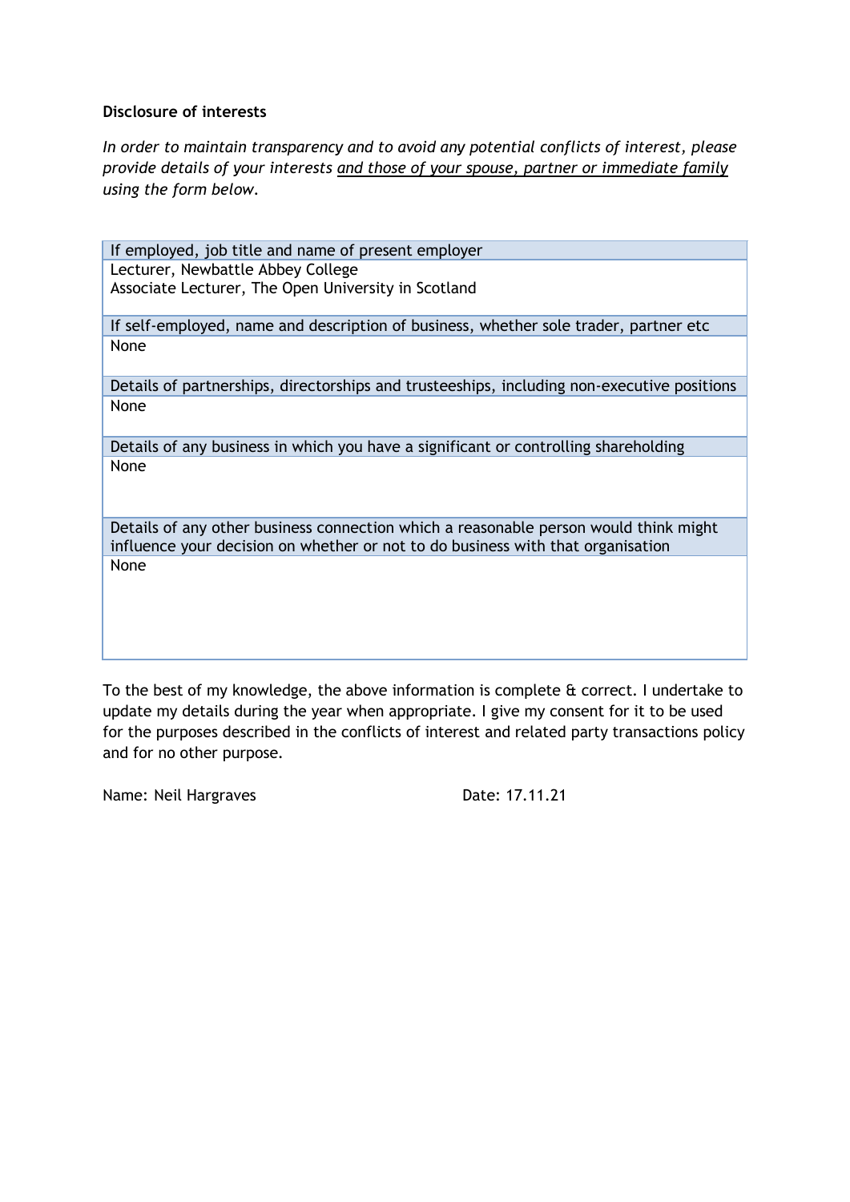**Disclosure of interests**

*In order to maintain transparency and to avoid any potential conflicts of interest, please provide details of your interests* <u>*and those of your spouse, partner or immediate family*</u> *using the form below.*

| If employed, job title and name of present employer |
|---|
| Lecturer, Newbattle Abbey College<br>Associate Lecturer, The Open University in Scotland |
| **If self-employed, name and description of business, whether sole trader, partner etc** |
| None |
| **Details of partnerships, directorships and trusteeships, including non-executive positions** |
| None |
| **Details of any business in which you have a significant or controlling shareholding** |
| None |
| **Details of any other business connection which a reasonable person would think might influence your decision on whether or not to do business with that organisation** |
| None |

To the best of my knowledge, the above information is complete & correct. I undertake to update my details during the year when appropriate. I give my consent for it to be used for the purposes described in the conflicts of interest and related party transactions policy and for no other purpose.

Name: Neil Hargraves　　　　　　　　Date: 17.11.21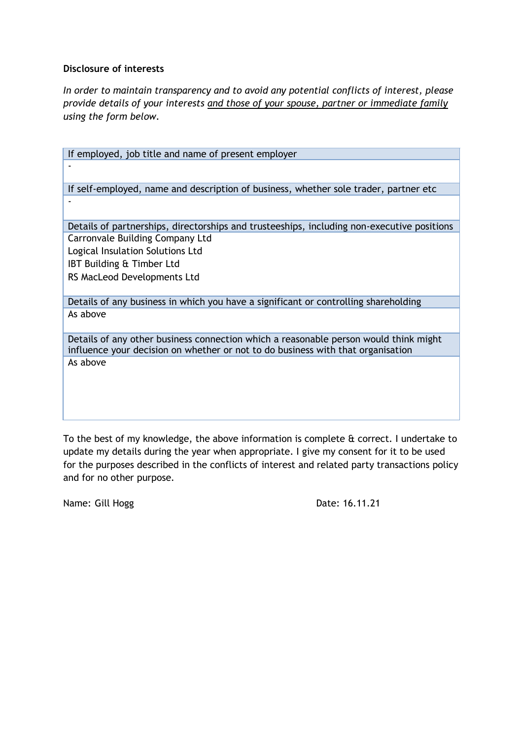**Disclosure of interests**

*In order to maintain transparency and to avoid any potential conflicts of interest, please provide details of your interests* <u>*and those of your spouse, partner or immediate family*</u> *using the form below.*

| If employed, job title and name of present employer |
| --- |
| - |
| **If self-employed, name and description of business, whether sole trader, partner etc** |
| - |
| **Details of partnerships, directorships and trusteeships, including non-executive positions** |
| Carronvale Building Company Ltd<br>Logical Insulation Solutions Ltd<br>IBT Building & Timber Ltd<br>RS MacLeod Developments Ltd |
| **Details of any business in which you have a significant or controlling shareholding** |
| As above |
| **Details of any other business connection which a reasonable person would think might influence your decision on whether or not to do business with that organisation** |
| As above |

To the best of my knowledge, the above information is complete & correct. I undertake to update my details during the year when appropriate. I give my consent for it to be used for the purposes described in the conflicts of interest and related party transactions policy and for no other purpose.

Name: Gill Hogg

Date: 16.11.21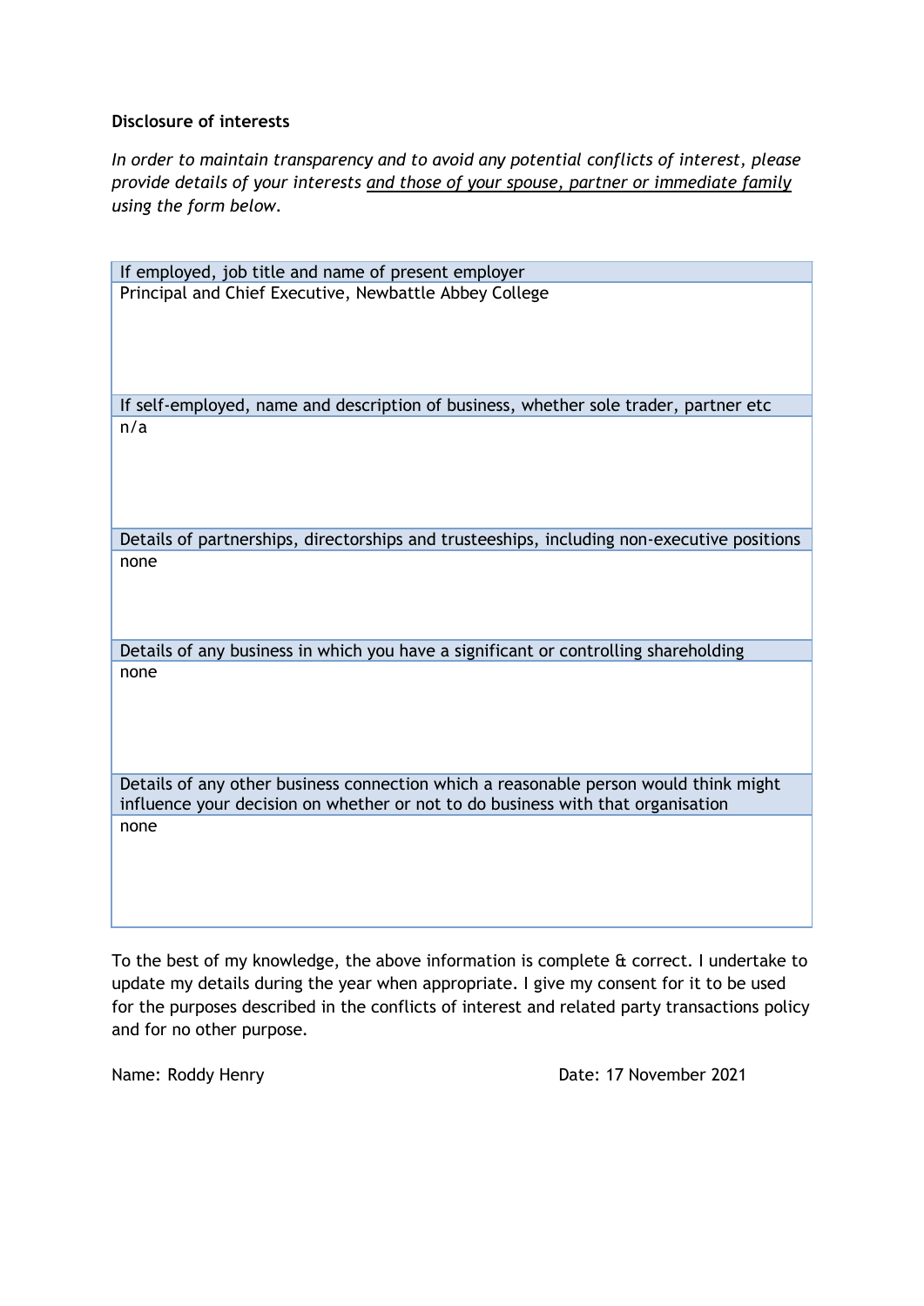**Disclosure of interests**

*In order to maintain transparency and to avoid any potential conflicts of interest, please provide details of your interests* *and those of your spouse, partner or immediate family* *using the form below.*

| If employed, job title and name of present employer |
|---|
| Principal and Chief Executive, Newbattle Abbey College |
| **If self-employed, name and description of business, whether sole trader, partner etc** |
| n/a |
| **Details of partnerships, directorships and trusteeships, including non-executive positions** |
| none |
| **Details of any business in which you have a significant or controlling shareholding** |
| none |
| **Details of any other business connection which a reasonable person would think might influence your decision on whether or not to do business with that organisation** |
| none |

To the best of my knowledge, the above information is complete & correct. I undertake to update my details during the year when appropriate. I give my consent for it to be used for the purposes described in the conflicts of interest and related party transactions policy and for no other purpose.

Name: Roddy Henry

Date: 17 November 2021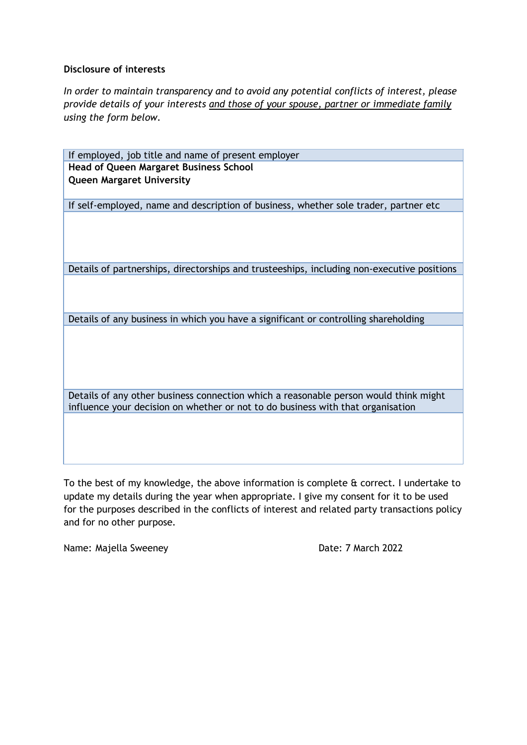**Disclosure of interests**

*In order to maintain transparency and to avoid any potential conflicts of interest, please provide details of your interests* *and those of your spouse, partner or immediate family* *using the form below.*

| |
|---|
| If employed, job title and name of present employer |
| **Head of Queen Margaret Business School**<br>**Queen Margaret University** |
| If self-employed, name and description of business, whether sole trader, partner etc |
| |
| Details of partnerships, directorships and trusteeships, including non-executive positions |
| |
| Details of any business in which you have a significant or controlling shareholding |
| |
| Details of any other business connection which a reasonable person would think might influence your decision on whether or not to do business with that organisation |
| |

To the best of my knowledge, the above information is complete & correct. I undertake to update my details during the year when appropriate. I give my consent for it to be used for the purposes described in the conflicts of interest and related party transactions policy and for no other purpose.

Name: Majella Sweeney

Date: 7 March 2022